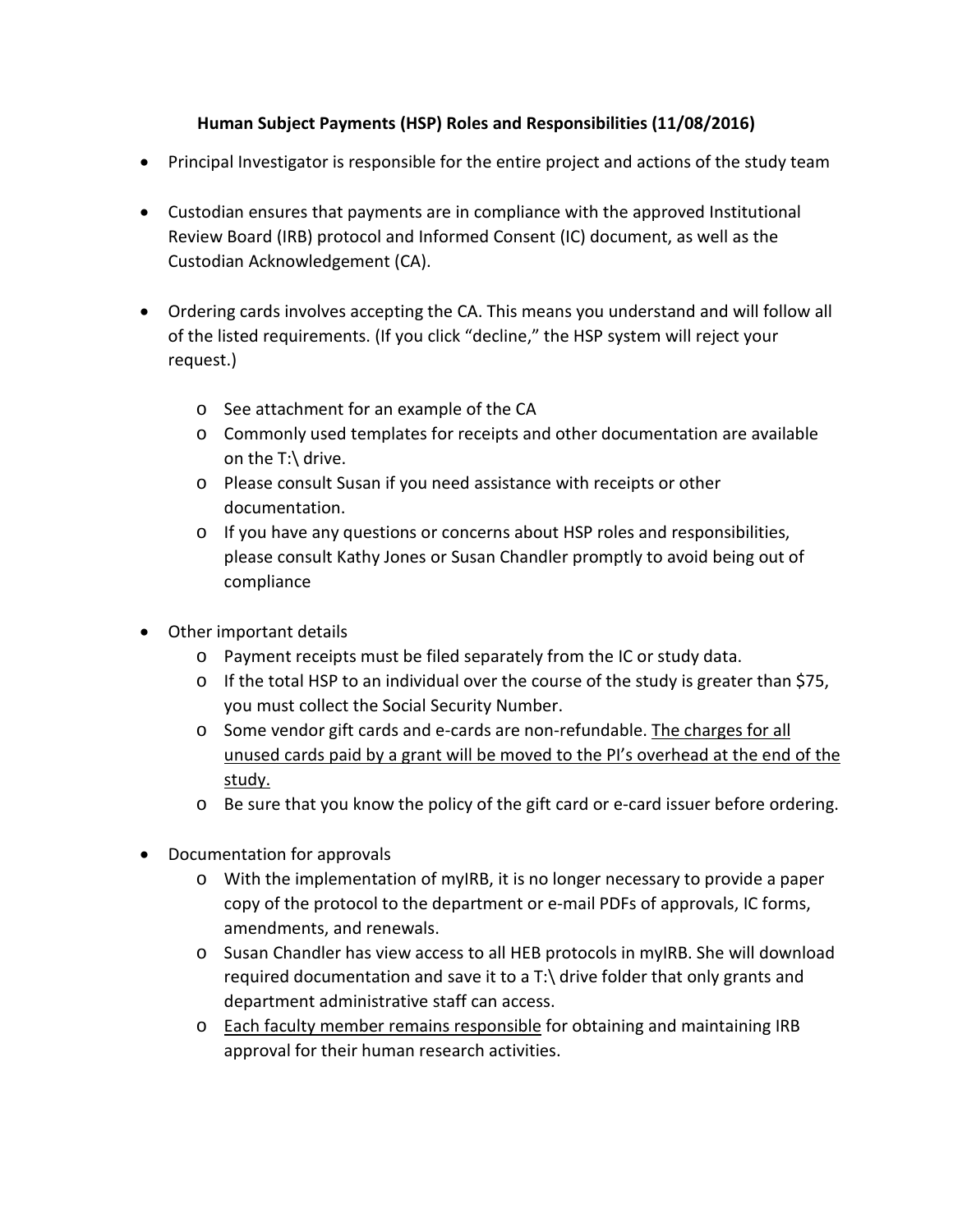**Human Subject Payments (HSP) Roles and Responsibilities (11/08/2016)**

- Principal Investigator is responsible for the entire project and actions of the study team

- Custodian ensures that payments are in compliance with the approved Institutional Review Board (IRB) protocol and Informed Consent (IC) document, as well as the Custodian Acknowledgement (CA).

- Ordering cards involves accepting the CA. This means you understand and will follow all of the listed requirements. (If you click "decline," the HSP system will reject your request.)
    - See attachment for an example of the CA
    - Commonly used templates for receipts and other documentation are available on the T:\ drive.
    - Please consult Susan if you need assistance with receipts or other documentation.
    - If you have any questions or concerns about HSP roles and responsibilities, please consult Kathy Jones or Susan Chandler promptly to avoid being out of compliance

- Other important details
    - Payment receipts must be filed separately from the IC or study data.
    - If the total HSP to an individual over the course of the study is greater than $75, you must collect the Social Security Number.
    - Some vendor gift cards and e-cards are non-refundable. <u>The charges for all unused cards paid by a grant will be moved to the PI's overhead at the end of the study.</u>
    - Be sure that you know the policy of the gift card or e-card issuer before ordering.

- Documentation for approvals
    - With the implementation of myIRB, it is no longer necessary to provide a paper copy of the protocol to the department or e-mail PDFs of approvals, IC forms, amendments, and renewals.
    - Susan Chandler has view access to all HEB protocols in myIRB. She will download required documentation and save it to a T:\ drive folder that only grants and department administrative staff can access.
    - <u>Each faculty member remains responsible</u> for obtaining and maintaining IRB approval for their human research activities.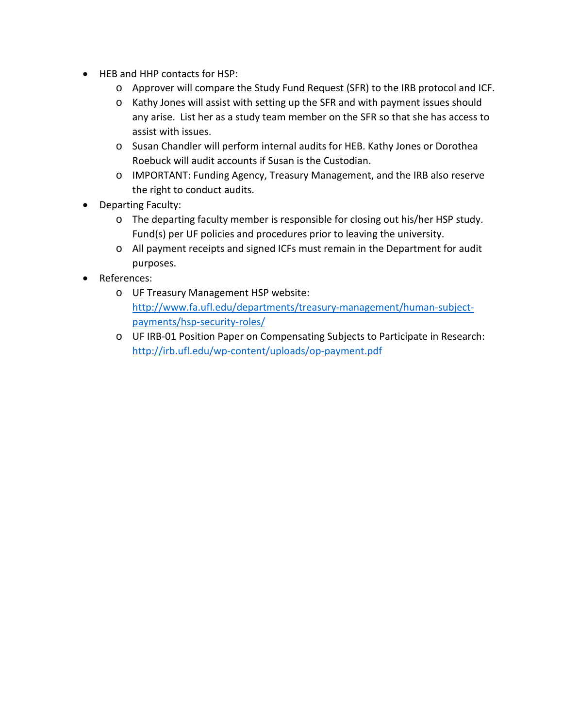- HEB and HHP contacts for HSP:
  - Approver will compare the Study Fund Request (SFR) to the IRB protocol and ICF.
  - Kathy Jones will assist with setting up the SFR and with payment issues should any arise. List her as a study team member on the SFR so that she has access to assist with issues.
  - Susan Chandler will perform internal audits for HEB. Kathy Jones or Dorothea Roebuck will audit accounts if Susan is the Custodian.
  - IMPORTANT: Funding Agency, Treasury Management, and the IRB also reserve the right to conduct audits.
- Departing Faculty:
  - The departing faculty member is responsible for closing out his/her HSP study. Fund(s) per UF policies and procedures prior to leaving the university.
  - All payment receipts and signed ICFs must remain in the Department for audit purposes.
- References:
  - UF Treasury Management HSP website: [http://www.fa.ufl.edu/departments/treasury-management/human-subject-payments/hsp-security-roles/](http://www.fa.ufl.edu/departments/treasury-management/human-subject-payments/hsp-security-roles/)
  - UF IRB-01 Position Paper on Compensating Subjects to Participate in Research: [http://irb.ufl.edu/wp-content/uploads/op-payment.pdf](http://irb.ufl.edu/wp-content/uploads/op-payment.pdf)